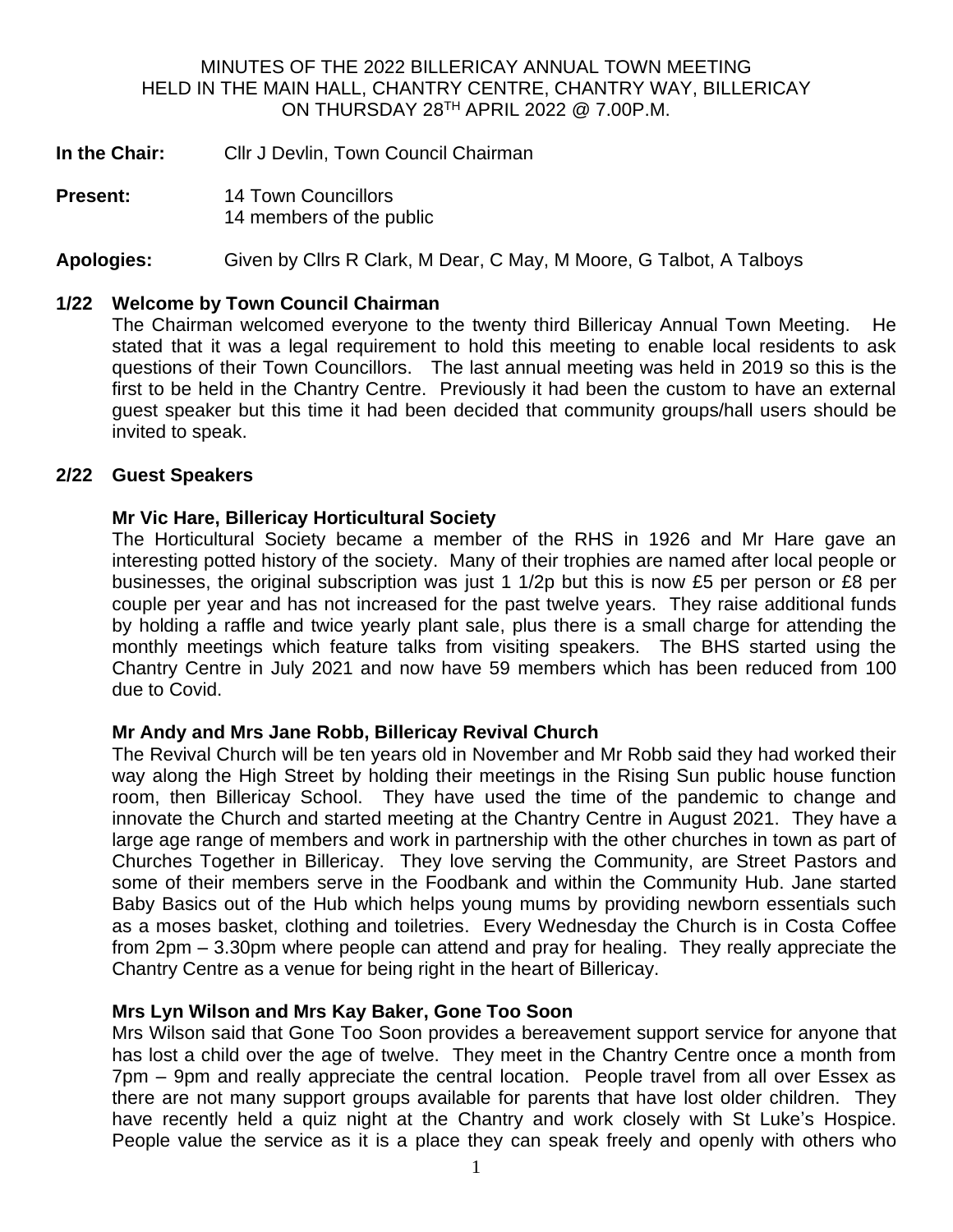MINUTES OF THE 2022 BILLERICAY ANNUAL TOWN MEETING
HELD IN THE MAIN HALL, CHANTRY CENTRE, CHANTRY WAY, BILLERICAY
ON THURSDAY 28TH APRIL 2022 @ 7.00P.M.

**In the Chair:** Cllr J Devlin, Town Council Chairman

**Present:** 14 Town Councillors
14 members of the public

**Apologies:** Given by Cllrs R Clark, M Dear, C May, M Moore, G Talbot, A Talboys

**1/22 Welcome by Town Council Chairman**

The Chairman welcomed everyone to the twenty third Billericay Annual Town Meeting. He stated that it was a legal requirement to hold this meeting to enable local residents to ask questions of their Town Councillors. The last annual meeting was held in 2019 so this is the first to be held in the Chantry Centre. Previously it had been the custom to have an external guest speaker but this time it had been decided that community groups/hall users should be invited to speak.

**2/22 Guest Speakers**

**Mr Vic Hare, Billericay Horticultural Society**

The Horticultural Society became a member of the RHS in 1926 and Mr Hare gave an interesting potted history of the society. Many of their trophies are named after local people or businesses, the original subscription was just 1 1/2p but this is now £5 per person or £8 per couple per year and has not increased for the past twelve years. They raise additional funds by holding a raffle and twice yearly plant sale, plus there is a small charge for attending the monthly meetings which feature talks from visiting speakers. The BHS started using the Chantry Centre in July 2021 and now have 59 members which has been reduced from 100 due to Covid.

**Mr Andy and Mrs Jane Robb, Billericay Revival Church**

The Revival Church will be ten years old in November and Mr Robb said they had worked their way along the High Street by holding their meetings in the Rising Sun public house function room, then Billericay School. They have used the time of the pandemic to change and innovate the Church and started meeting at the Chantry Centre in August 2021. They have a large age range of members and work in partnership with the other churches in town as part of Churches Together in Billericay. They love serving the Community, are Street Pastors and some of their members serve in the Foodbank and within the Community Hub. Jane started Baby Basics out of the Hub which helps young mums by providing newborn essentials such as a moses basket, clothing and toiletries. Every Wednesday the Church is in Costa Coffee from 2pm – 3.30pm where people can attend and pray for healing. They really appreciate the Chantry Centre as a venue for being right in the heart of Billericay.

**Mrs Lyn Wilson and Mrs Kay Baker, Gone Too Soon**

Mrs Wilson said that Gone Too Soon provides a bereavement support service for anyone that has lost a child over the age of twelve. They meet in the Chantry Centre once a month from 7pm – 9pm and really appreciate the central location. People travel from all over Essex as there are not many support groups available for parents that have lost older children. They have recently held a quiz night at the Chantry and work closely with St Luke's Hospice. People value the service as it is a place they can speak freely and openly with others who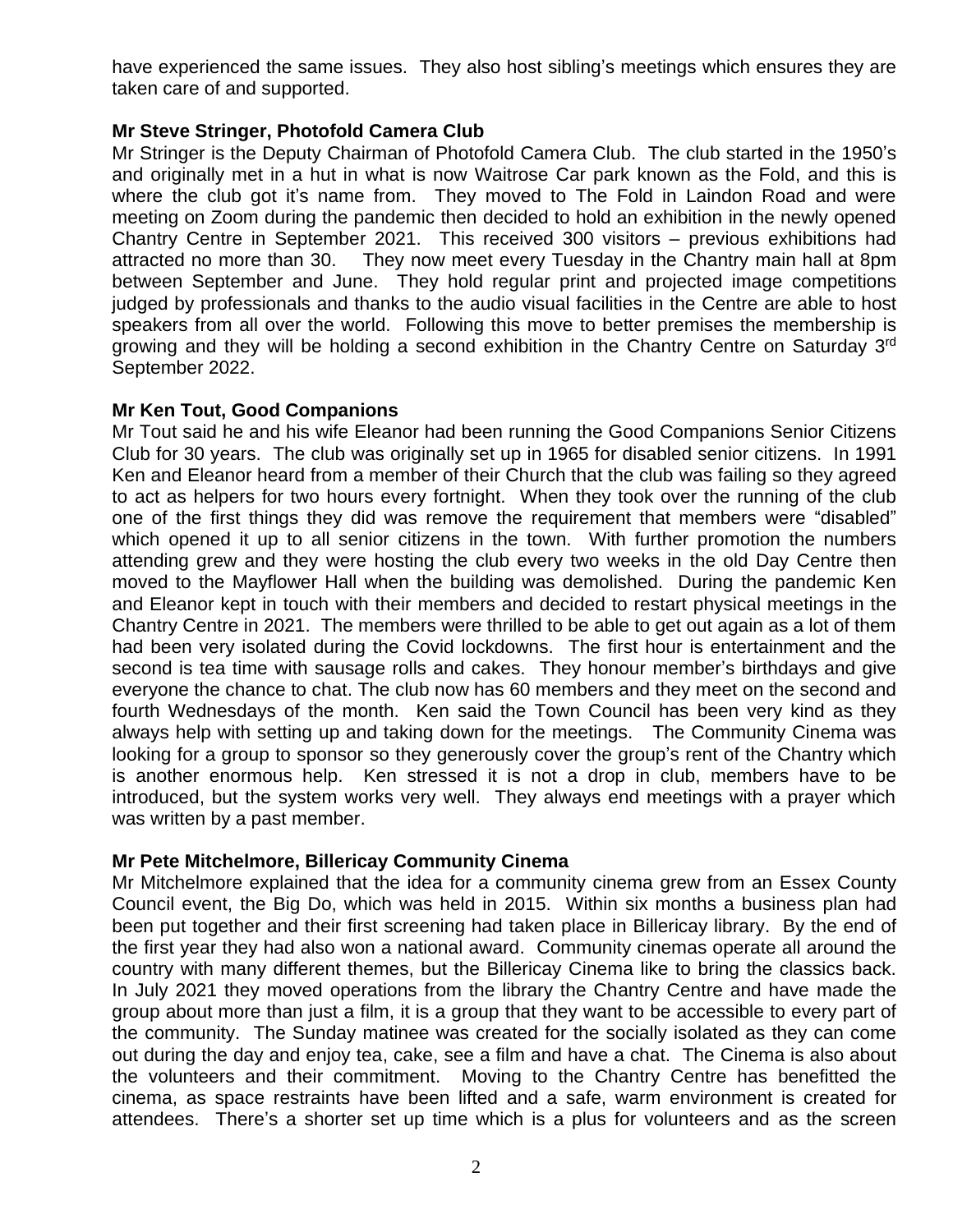have experienced the same issues. They also host sibling's meetings which ensures they are taken care of and supported.

**Mr Steve Stringer, Photofold Camera Club**

Mr Stringer is the Deputy Chairman of Photofold Camera Club. The club started in the 1950's and originally met in a hut in what is now Waitrose Car park known as the Fold, and this is where the club got it's name from. They moved to The Fold in Laindon Road and were meeting on Zoom during the pandemic then decided to hold an exhibition in the newly opened Chantry Centre in September 2021. This received 300 visitors – previous exhibitions had attracted no more than 30. They now meet every Tuesday in the Chantry main hall at 8pm between September and June. They hold regular print and projected image competitions judged by professionals and thanks to the audio visual facilities in the Centre are able to host speakers from all over the world. Following this move to better premises the membership is growing and they will be holding a second exhibition in the Chantry Centre on Saturday 3rd September 2022.

**Mr Ken Tout, Good Companions**

Mr Tout said he and his wife Eleanor had been running the Good Companions Senior Citizens Club for 30 years. The club was originally set up in 1965 for disabled senior citizens. In 1991 Ken and Eleanor heard from a member of their Church that the club was failing so they agreed to act as helpers for two hours every fortnight. When they took over the running of the club one of the first things they did was remove the requirement that members were "disabled" which opened it up to all senior citizens in the town. With further promotion the numbers attending grew and they were hosting the club every two weeks in the old Day Centre then moved to the Mayflower Hall when the building was demolished. During the pandemic Ken and Eleanor kept in touch with their members and decided to restart physical meetings in the Chantry Centre in 2021. The members were thrilled to be able to get out again as a lot of them had been very isolated during the Covid lockdowns. The first hour is entertainment and the second is tea time with sausage rolls and cakes. They honour member's birthdays and give everyone the chance to chat. The club now has 60 members and they meet on the second and fourth Wednesdays of the month. Ken said the Town Council has been very kind as they always help with setting up and taking down for the meetings. The Community Cinema was looking for a group to sponsor so they generously cover the group's rent of the Chantry which is another enormous help. Ken stressed it is not a drop in club, members have to be introduced, but the system works very well. They always end meetings with a prayer which was written by a past member.

**Mr Pete Mitchelmore, Billericay Community Cinema**

Mr Mitchelmore explained that the idea for a community cinema grew from an Essex County Council event, the Big Do, which was held in 2015. Within six months a business plan had been put together and their first screening had taken place in Billericay library. By the end of the first year they had also won a national award. Community cinemas operate all around the country with many different themes, but the Billericay Cinema like to bring the classics back. In July 2021 they moved operations from the library the Chantry Centre and have made the group about more than just a film, it is a group that they want to be accessible to every part of the community. The Sunday matinee was created for the socially isolated as they can come out during the day and enjoy tea, cake, see a film and have a chat. The Cinema is also about the volunteers and their commitment. Moving to the Chantry Centre has benefitted the cinema, as space restraints have been lifted and a safe, warm environment is created for attendees. There's a shorter set up time which is a plus for volunteers and as the screen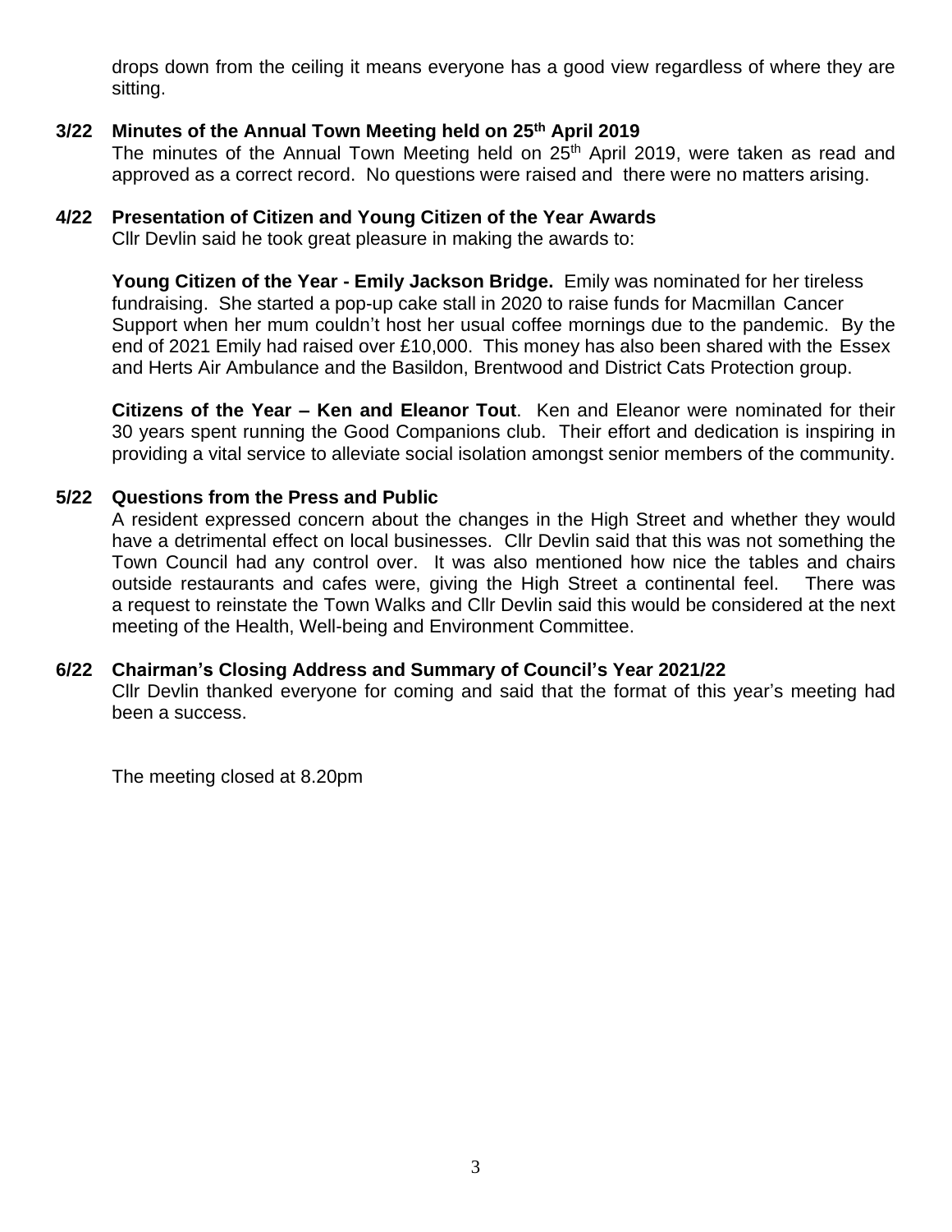drops down from the ceiling it means everyone has a good view regardless of where they are sitting.

**3/22 Minutes of the Annual Town Meeting held on 25th April 2019**

The minutes of the Annual Town Meeting held on 25th April 2019, were taken as read and approved as a correct record. No questions were raised and there were no matters arising.

**4/22 Presentation of Citizen and Young Citizen of the Year Awards**

Cllr Devlin said he took great pleasure in making the awards to:

**Young Citizen of the Year - Emily Jackson Bridge.** Emily was nominated for her tireless fundraising. She started a pop-up cake stall in 2020 to raise funds for Macmillan Cancer Support when her mum couldn't host her usual coffee mornings due to the pandemic. By the end of 2021 Emily had raised over £10,000. This money has also been shared with the Essex and Herts Air Ambulance and the Basildon, Brentwood and District Cats Protection group.

**Citizens of the Year – Ken and Eleanor Tout**. Ken and Eleanor were nominated for their 30 years spent running the Good Companions club. Their effort and dedication is inspiring in providing a vital service to alleviate social isolation amongst senior members of the community.

**5/22 Questions from the Press and Public**

A resident expressed concern about the changes in the High Street and whether they would have a detrimental effect on local businesses. Cllr Devlin said that this was not something the Town Council had any control over. It was also mentioned how nice the tables and chairs outside restaurants and cafes were, giving the High Street a continental feel. There was a request to reinstate the Town Walks and Cllr Devlin said this would be considered at the next meeting of the Health, Well-being and Environment Committee.

**6/22 Chairman's Closing Address and Summary of Council's Year 2021/22**

Cllr Devlin thanked everyone for coming and said that the format of this year's meeting had been a success.

The meeting closed at 8.20pm